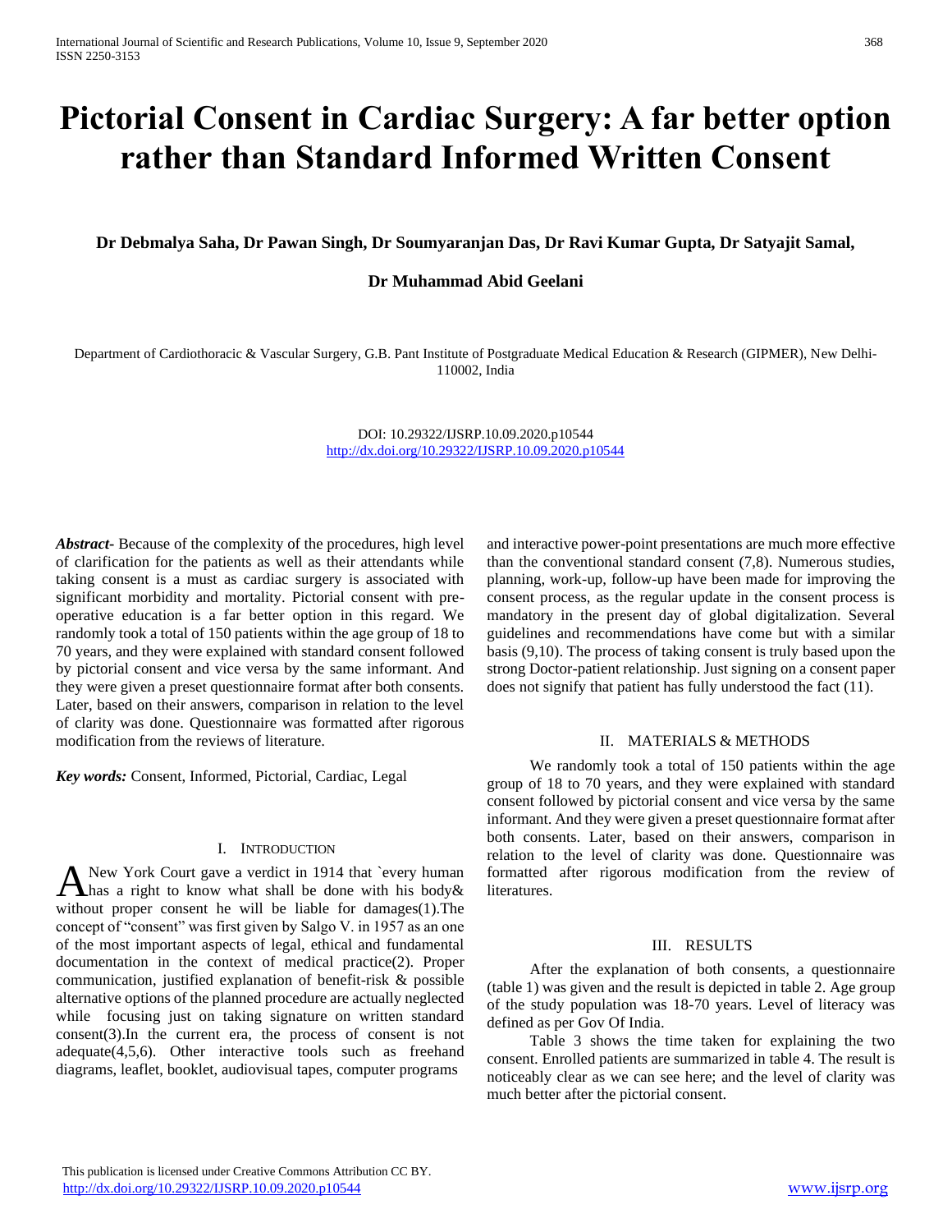# Pictorial Consent in Cardiac Surgery: A far better option rather than Standard Informed Written Consent

**Dr Debmalya Saha, Dr Pawan Singh, Dr Soumyaranjan Das, Dr Ravi Kumar Gupta, Dr Satyajit Samal,**

**Dr Muhammad Abid Geelani**

Department of Cardiothoracic & Vascular Surgery, G.B. Pant Institute of Postgraduate Medical Education & Research (GIPMER), New Delhi-110002, India

DOI: 10.29322/IJSRP.10.09.2020.p10544
http://dx.doi.org/10.29322/IJSRP.10.09.2020.p10544

***Abstract-*** Because of the complexity of the procedures, high level of clarification for the patients as well as their attendants while taking consent is a must as cardiac surgery is associated with significant morbidity and mortality. Pictorial consent with pre-operative education is a far better option in this regard. We randomly took a total of 150 patients within the age group of 18 to 70 years, and they were explained with standard consent followed by pictorial consent and vice versa by the same informant. And they were given a preset questionnaire format after both consents. Later, based on their answers, comparison in relation to the level of clarity was done. Questionnaire was formatted after rigorous modification from the reviews of literature.

***Key words:*** Consent, Informed, Pictorial, Cardiac, Legal

## I. Introduction

A New York Court gave a verdict in 1914 that `every human has a right to know what shall be done with his body& without proper consent he will be liable for damages(1).The concept of "consent" was first given by Salgo V. in 1957 as an one of the most important aspects of legal, ethical and fundamental documentation in the context of medical practice(2). Proper communication, justified explanation of benefit-risk & possible alternative options of the planned procedure are actually neglected while focusing just on taking signature on written standard consent(3).In the current era, the process of consent is not adequate(4,5,6). Other interactive tools such as freehand diagrams, leaflet, booklet, audiovisual tapes, computer programs and interactive power-point presentations are much more effective than the conventional standard consent (7,8). Numerous studies, planning, work-up, follow-up have been made for improving the consent process, as the regular update in the consent process is mandatory in the present day of global digitalization. Several guidelines and recommendations have come but with a similar basis (9,10). The process of taking consent is truly based upon the strong Doctor-patient relationship. Just signing on a consent paper does not signify that patient has fully understood the fact (11).

## II. Materials & Methods

We randomly took a total of 150 patients within the age group of 18 to 70 years, and they were explained with standard consent followed by pictorial consent and vice versa by the same informant. And they were given a preset questionnaire format after both consents. Later, based on their answers, comparison in relation to the level of clarity was done. Questionnaire was formatted after rigorous modification from the review of literatures.

## III. Results

After the explanation of both consents, a questionnaire (table 1) was given and the result is depicted in table 2. Age group of the study population was 18-70 years. Level of literacy was defined as per Gov Of India.

Table 3 shows the time taken for explaining the two consent. Enrolled patients are summarized in table 4. The result is noticeably clear as we can see here; and the level of clarity was much better after the pictorial consent.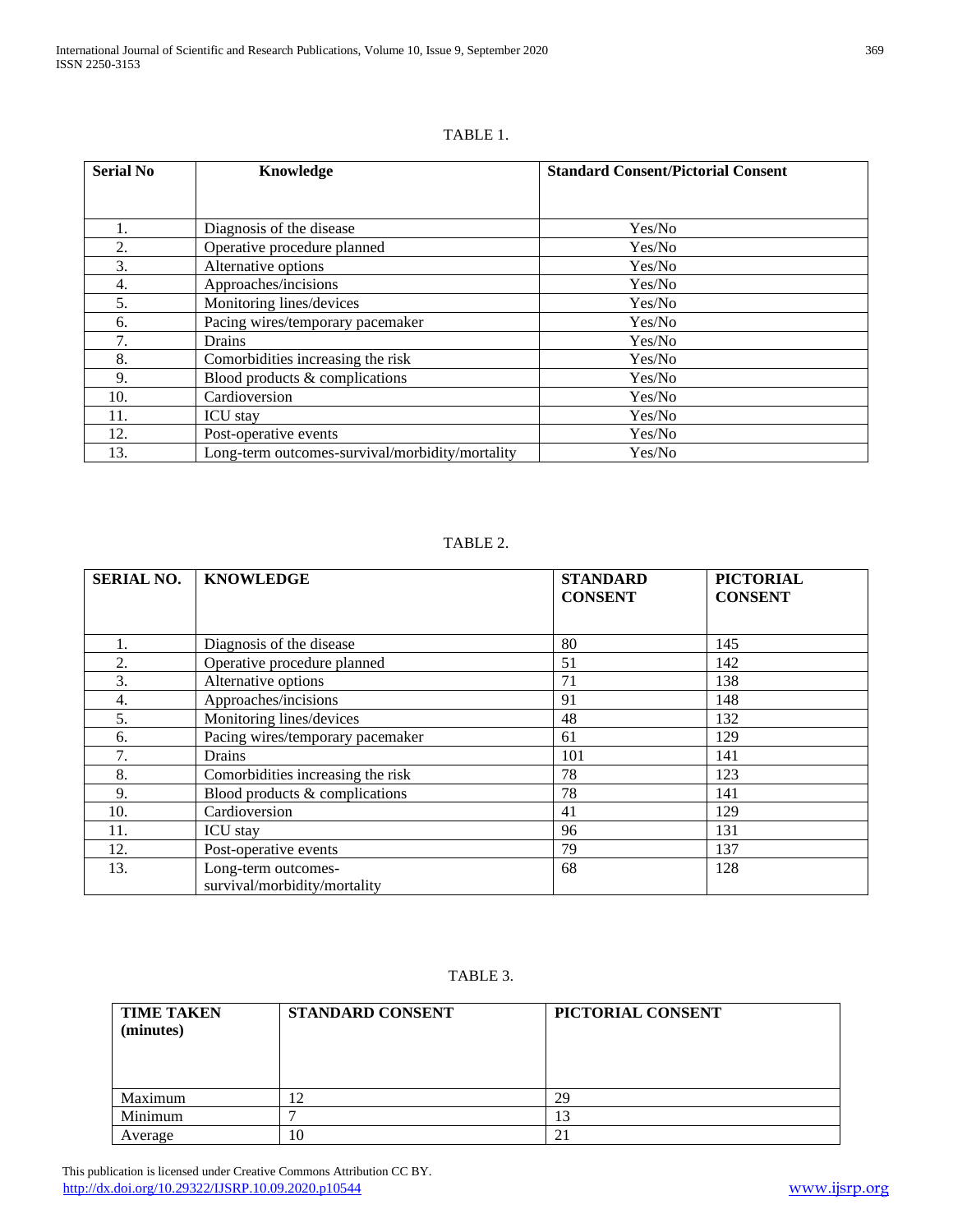TABLE 1.

| Serial No | Knowledge | Standard Consent/Pictorial Consent |
|---|---|---|
| 1. | Diagnosis of the disease | Yes/No |
| 2. | Operative procedure planned | Yes/No |
| 3. | Alternative options | Yes/No |
| 4. | Approaches/incisions | Yes/No |
| 5. | Monitoring lines/devices | Yes/No |
| 6. | Pacing wires/temporary pacemaker | Yes/No |
| 7. | Drains | Yes/No |
| 8. | Comorbidities increasing the risk | Yes/No |
| 9. | Blood products & complications | Yes/No |
| 10. | Cardioversion | Yes/No |
| 11. | ICU stay | Yes/No |
| 12. | Post-operative events | Yes/No |
| 13. | Long-term outcomes-survival/morbidity/mortality | Yes/No |

TABLE 2.

| SERIAL NO. | KNOWLEDGE | STANDARD CONSENT | PICTORIAL CONSENT |
|---|---|---|---|
| 1. | Diagnosis of the disease | 80 | 145 |
| 2. | Operative procedure planned | 51 | 142 |
| 3. | Alternative options | 71 | 138 |
| 4. | Approaches/incisions | 91 | 148 |
| 5. | Monitoring lines/devices | 48 | 132 |
| 6. | Pacing wires/temporary pacemaker | 61 | 129 |
| 7. | Drains | 101 | 141 |
| 8. | Comorbidities increasing the risk | 78 | 123 |
| 9. | Blood products & complications | 78 | 141 |
| 10. | Cardioversion | 41 | 129 |
| 11. | ICU stay | 96 | 131 |
| 12. | Post-operative events | 79 | 137 |
| 13. | Long-term outcomes-survival/morbidity/mortality | 68 | 128 |

TABLE 3.

| TIME TAKEN (minutes) | STANDARD CONSENT | PICTORIAL CONSENT |
|---|---|---|
| Maximum | 12 | 29 |
| Minimum | 7 | 13 |
| Average | 10 | 21 |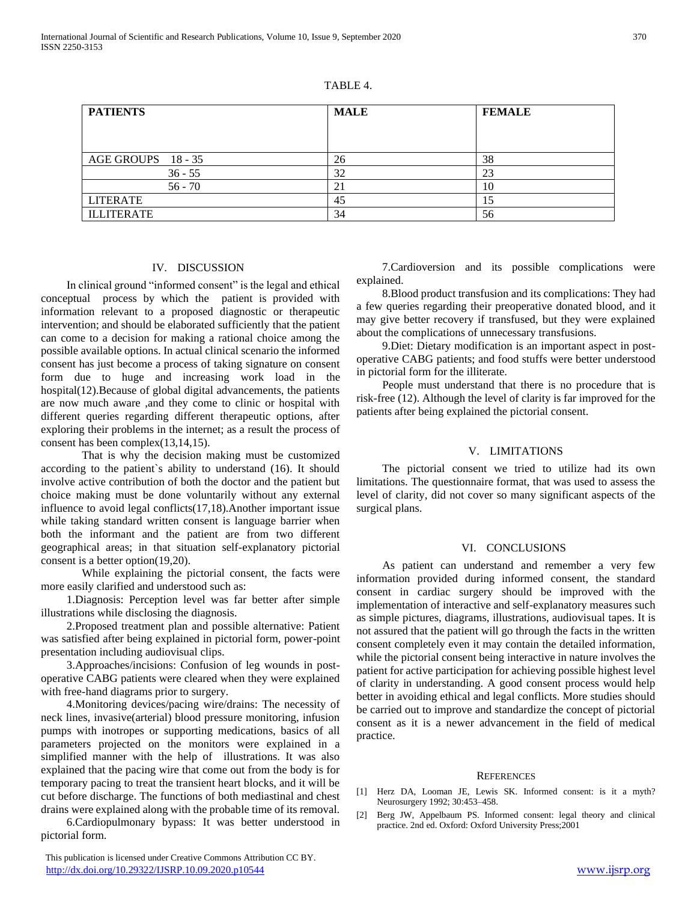TABLE 4.

| PATIENTS | MALE | FEMALE |
|---|---|---|
| AGE GROUPS 18 - 35 | 26 | 38 |
| 36 - 55 | 32 | 23 |
| 56 - 70 | 21 | 10 |
| LITERATE | 45 | 15 |
| ILLITERATE | 34 | 56 |

## IV. DISCUSSION

In clinical ground "informed consent" is the legal and ethical conceptual process by which the patient is provided with information relevant to a proposed diagnostic or therapeutic intervention; and should be elaborated sufficiently that the patient can come to a decision for making a rational choice among the possible available options. In actual clinical scenario the informed consent has just become a process of taking signature on consent form due to huge and increasing work load in the hospital(12).Because of global digital advancements, the patients are now much aware ,and they come to clinic or hospital with different queries regarding different therapeutic options, after exploring their problems in the internet; as a result the process of consent has been complex(13,14,15).

That is why the decision making must be customized according to the patient`s ability to understand (16). It should involve active contribution of both the doctor and the patient but choice making must be done voluntarily without any external influence to avoid legal conflicts(17,18).Another important issue while taking standard written consent is language barrier when both the informant and the patient are from two different geographical areas; in that situation self-explanatory pictorial consent is a better option(19,20).

While explaining the pictorial consent, the facts were more easily clarified and understood such as:

1.Diagnosis: Perception level was far better after simple illustrations while disclosing the diagnosis.

2.Proposed treatment plan and possible alternative: Patient was satisfied after being explained in pictorial form, power-point presentation including audiovisual clips.

3.Approaches/incisions: Confusion of leg wounds in post-operative CABG patients were cleared when they were explained with free-hand diagrams prior to surgery.

4.Monitoring devices/pacing wire/drains: The necessity of neck lines, invasive(arterial) blood pressure monitoring, infusion pumps with inotropes or supporting medications, basics of all parameters projected on the monitors were explained in a simplified manner with the help of illustrations. It was also explained that the pacing wire that come out from the body is for temporary pacing to treat the transient heart blocks, and it will be cut before discharge. The functions of both mediastinal and chest drains were explained along with the probable time of its removal.

6.Cardiopulmonary bypass: It was better understood in pictorial form.

7.Cardioversion and its possible complications were explained.

8.Blood product transfusion and its complications: They had a few queries regarding their preoperative donated blood, and it may give better recovery if transfused, but they were explained about the complications of unnecessary transfusions.

9.Diet: Dietary modification is an important aspect in post-operative CABG patients; and food stuffs were better understood in pictorial form for the illiterate.

People must understand that there is no procedure that is risk-free (12). Although the level of clarity is far improved for the patients after being explained the pictorial consent.

## V. LIMITATIONS

The pictorial consent we tried to utilize had its own limitations. The questionnaire format, that was used to assess the level of clarity, did not cover so many significant aspects of the surgical plans.

## VI. CONCLUSIONS

As patient can understand and remember a very few information provided during informed consent, the standard consent in cardiac surgery should be improved with the implementation of interactive and self-explanatory measures such as simple pictures, diagrams, illustrations, audiovisual tapes. It is not assured that the patient will go through the facts in the written consent completely even it may contain the detailed information, while the pictorial consent being interactive in nature involves the patient for active participation for achieving possible highest level of clarity in understanding. A good consent process would help better in avoiding ethical and legal conflicts. More studies should be carried out to improve and standardize the concept of pictorial consent as it is a newer advancement in the field of medical practice.

## REFERENCES

[1] Herz DA, Looman JE, Lewis SK. Informed consent: is it a myth? Neurosurgery 1992; 30:453–458.

[2] Berg JW, Appelbaum PS. Informed consent: legal theory and clinical practice. 2nd ed. Oxford: Oxford University Press;2001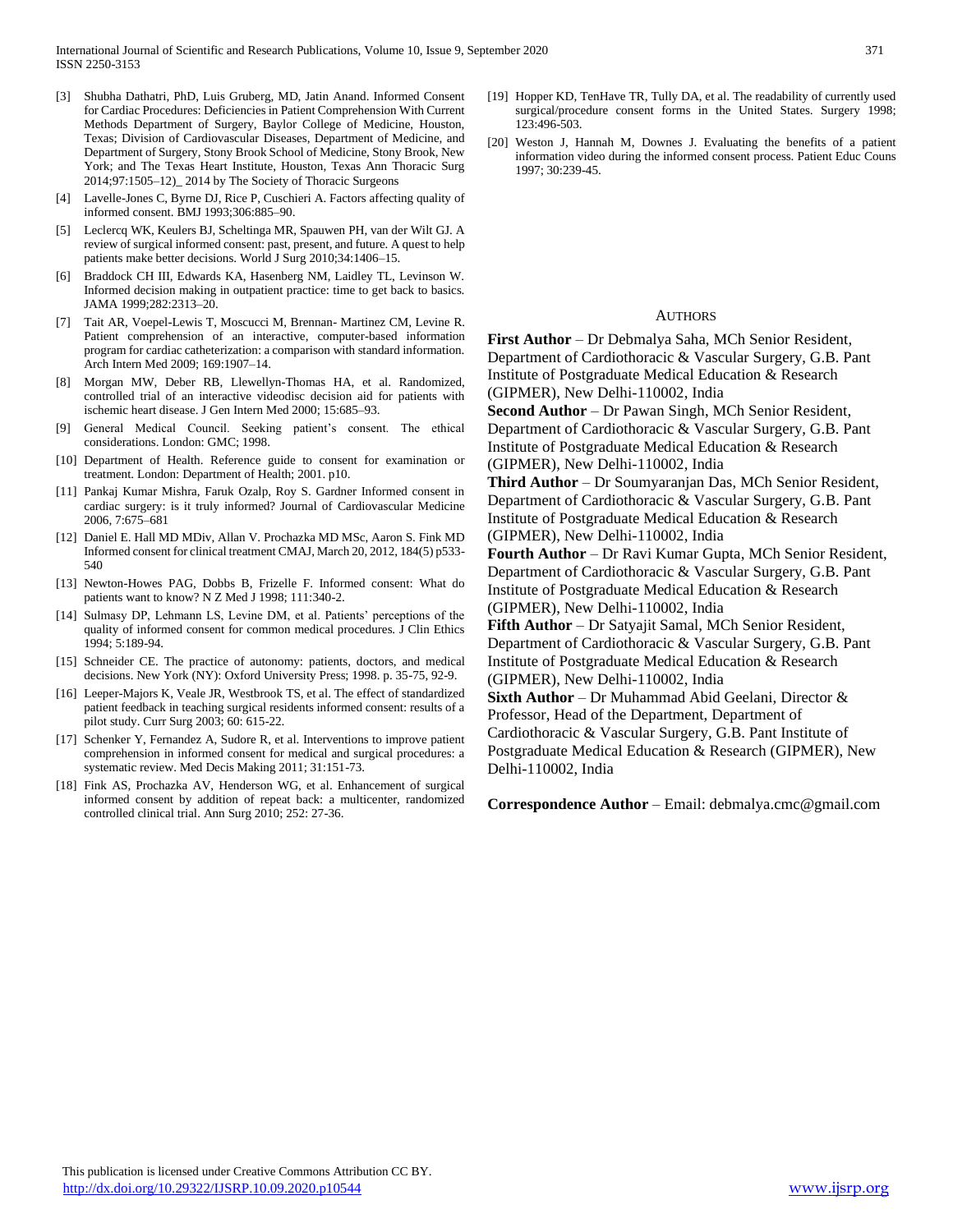[3] Shubha Dathatri, PhD, Luis Gruberg, MD, Jatin Anand. Informed Consent for Cardiac Procedures: Deficiencies in Patient Comprehension With Current Methods Department of Surgery, Baylor College of Medicine, Houston, Texas; Division of Cardiovascular Diseases, Department of Medicine, and Department of Surgery, Stony Brook School of Medicine, Stony Brook, New York; and The Texas Heart Institute, Houston, Texas Ann Thoracic Surg 2014;97:1505–12)_ 2014 by The Society of Thoracic Surgeons

[4] Lavelle-Jones C, Byrne DJ, Rice P, Cuschieri A. Factors affecting quality of informed consent. BMJ 1993;306:885–90.

[5] Leclercq WK, Keulers BJ, Scheltinga MR, Spauwen PH, van der Wilt GJ. A review of surgical informed consent: past, present, and future. A quest to help patients make better decisions. World J Surg 2010;34:1406–15.

[6] Braddock CH III, Edwards KA, Hasenberg NM, Laidley TL, Levinson W. Informed decision making in outpatient practice: time to get back to basics. JAMA 1999;282:2313–20.

[7] Tait AR, Voepel-Lewis T, Moscucci M, Brennan- Martinez CM, Levine R. Patient comprehension of an interactive, computer-based information program for cardiac catheterization: a comparison with standard information. Arch Intern Med 2009; 169:1907–14.

[8] Morgan MW, Deber RB, Llewellyn-Thomas HA, et al. Randomized, controlled trial of an interactive videodisc decision aid for patients with ischemic heart disease. J Gen Intern Med 2000; 15:685–93.

[9] General Medical Council. Seeking patient's consent. The ethical considerations. London: GMC; 1998.

[10] Department of Health. Reference guide to consent for examination or treatment. London: Department of Health; 2001. p10.

[11] Pankaj Kumar Mishra, Faruk Ozalp, Roy S. Gardner Informed consent in cardiac surgery: is it truly informed? Journal of Cardiovascular Medicine 2006, 7:675–681

[12] Daniel E. Hall MD MDiv, Allan V. Prochazka MD MSc, Aaron S. Fink MD Informed consent for clinical treatment CMAJ, March 20, 2012, 184(5) p533-540

[13] Newton-Howes PAG, Dobbs B, Frizelle F. Informed consent: What do patients want to know? N Z Med J 1998; 111:340-2.

[14] Sulmasy DP, Lehmann LS, Levine DM, et al. Patients' perceptions of the quality of informed consent for common medical procedures. J Clin Ethics 1994; 5:189-94.

[15] Schneider CE. The practice of autonomy: patients, doctors, and medical decisions. New York (NY): Oxford University Press; 1998. p. 35-75, 92-9.

[16] Leeper-Majors K, Veale JR, Westbrook TS, et al. The effect of standardized patient feedback in teaching surgical residents informed consent: results of a pilot study. Curr Surg 2003; 60: 615-22.

[17] Schenker Y, Fernandez A, Sudore R, et al. Interventions to improve patient comprehension in informed consent for medical and surgical procedures: a systematic review. Med Decis Making 2011; 31:151-73.

[18] Fink AS, Prochazka AV, Henderson WG, et al. Enhancement of surgical informed consent by addition of repeat back: a multicenter, randomized controlled clinical trial. Ann Surg 2010; 252: 27-36.

[19] Hopper KD, TenHave TR, Tully DA, et al. The readability of currently used surgical/procedure consent forms in the United States. Surgery 1998; 123:496-503.

[20] Weston J, Hannah M, Downes J. Evaluating the benefits of a patient information video during the informed consent process. Patient Educ Couns 1997; 30:239-45.

## AUTHORS

**First Author** – Dr Debmalya Saha, MCh Senior Resident, Department of Cardiothoracic & Vascular Surgery, G.B. Pant Institute of Postgraduate Medical Education & Research (GIPMER), New Delhi-110002, India

**Second Author** – Dr Pawan Singh, MCh Senior Resident, Department of Cardiothoracic & Vascular Surgery, G.B. Pant Institute of Postgraduate Medical Education & Research (GIPMER), New Delhi-110002, India

**Third Author** – Dr Soumyaranjan Das, MCh Senior Resident, Department of Cardiothoracic & Vascular Surgery, G.B. Pant Institute of Postgraduate Medical Education & Research (GIPMER), New Delhi-110002, India

**Fourth Author** – Dr Ravi Kumar Gupta, MCh Senior Resident, Department of Cardiothoracic & Vascular Surgery, G.B. Pant Institute of Postgraduate Medical Education & Research (GIPMER), New Delhi-110002, India

**Fifth Author** – Dr Satyajit Samal, MCh Senior Resident, Department of Cardiothoracic & Vascular Surgery, G.B. Pant Institute of Postgraduate Medical Education & Research (GIPMER), New Delhi-110002, India

**Sixth Author** – Dr Muhammad Abid Geelani, Director & Professor, Head of the Department, Department of Cardiothoracic & Vascular Surgery, G.B. Pant Institute of Postgraduate Medical Education & Research (GIPMER), New Delhi-110002, India

**Correspondence Author** – Email: debmalya.cmc@gmail.com